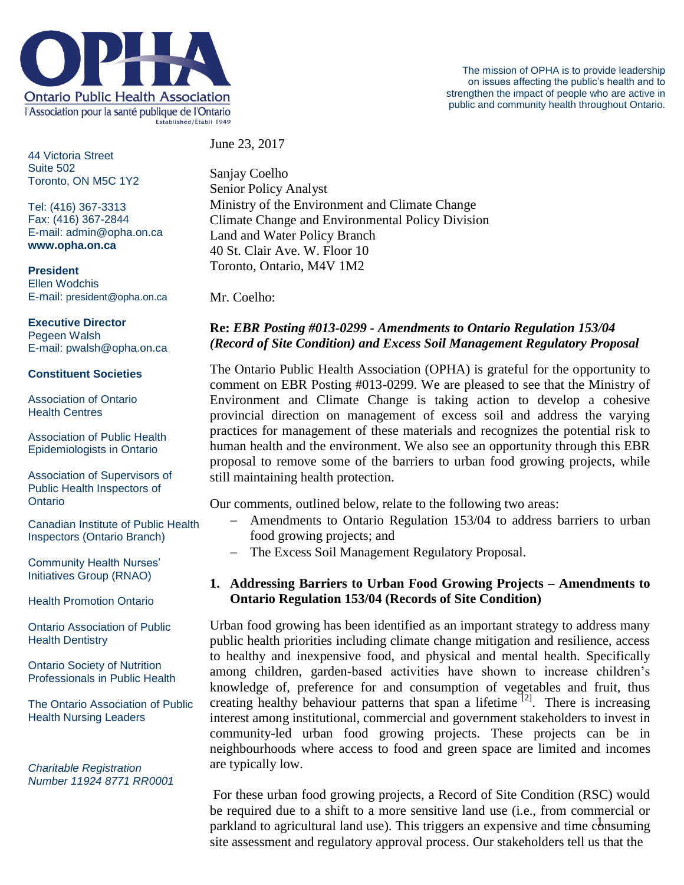**Ontario Public Health Association**
l'Association pour la santé publique de l'Ontario
Established/Établi 1949

The mission of OPHA is to provide leadership on issues affecting the public's health and to strengthen the impact of people who are active in public and community health throughout Ontario.

44 Victoria Street
Suite 502
Toronto, ON M5C 1Y2

Tel: (416) 367-3313
Fax: (416) 367-2844
E-mail: admin@opha.on.ca
**www.opha.on.ca**

**President**
Ellen Wodchis
E-mail: president@opha.on.ca

**Executive Director**
Pegeen Walsh
E-mail: pwalsh@opha.on.ca

**Constituent Societies**

Association of Ontario Health Centres

Association of Public Health Epidemiologists in Ontario

Association of Supervisors of Public Health Inspectors of Ontario

Canadian Institute of Public Health Inspectors (Ontario Branch)

Community Health Nurses' Initiatives Group (RNAO)

Health Promotion Ontario

Ontario Association of Public Health Dentistry

Ontario Society of Nutrition Professionals in Public Health

The Ontario Association of Public Health Nursing Leaders

*Charitable Registration Number 11924 8771 RR0001*

June 23, 2017

Sanjay Coelho
Senior Policy Analyst
Ministry of the Environment and Climate Change
Climate Change and Environmental Policy Division
Land and Water Policy Branch
40 St. Clair Ave. W. Floor 10
Toronto, Ontario, M4V 1M2

Mr. Coelho:

**Re: *EBR Posting #013-0299 - Amendments to Ontario Regulation 153/04 (Record of Site Condition) and Excess Soil Management Regulatory Proposal***

The Ontario Public Health Association (OPHA) is grateful for the opportunity to comment on EBR Posting #013-0299. We are pleased to see that the Ministry of Environment and Climate Change is taking action to develop a cohesive provincial direction on management of excess soil and address the varying practices for management of these materials and recognizes the potential risk to human health and the environment. We also see an opportunity through this EBR proposal to remove some of the barriers to urban food growing projects, while still maintaining health protection.

Our comments, outlined below, relate to the following two areas:

- Amendments to Ontario Regulation 153/04 to address barriers to urban food growing projects; and
- The Excess Soil Management Regulatory Proposal.

## 1. Addressing Barriers to Urban Food Growing Projects – Amendments to Ontario Regulation 153/04 (Records of Site Condition)

Urban food growing has been identified as an important strategy to address many public health priorities including climate change mitigation and resilience, access to healthy and inexpensive food, and physical and mental health. Specifically among children, garden-based activities have shown to increase children's knowledge of, preference for and consumption of vegetables and fruit, thus creating healthy behaviour patterns that span a lifetime [2]. There is increasing interest among institutional, commercial and government stakeholders to invest in community-led urban food growing projects. These projects can be in neighbourhoods where access to food and green space are limited and incomes are typically low.

For these urban food growing projects, a Record of Site Condition (RSC) would be required due to a shift to a more sensitive land use (i.e., from commercial or parkland to agricultural land use). This triggers an expensive and time consuming site assessment and regulatory approval process. Our stakeholders tell us that the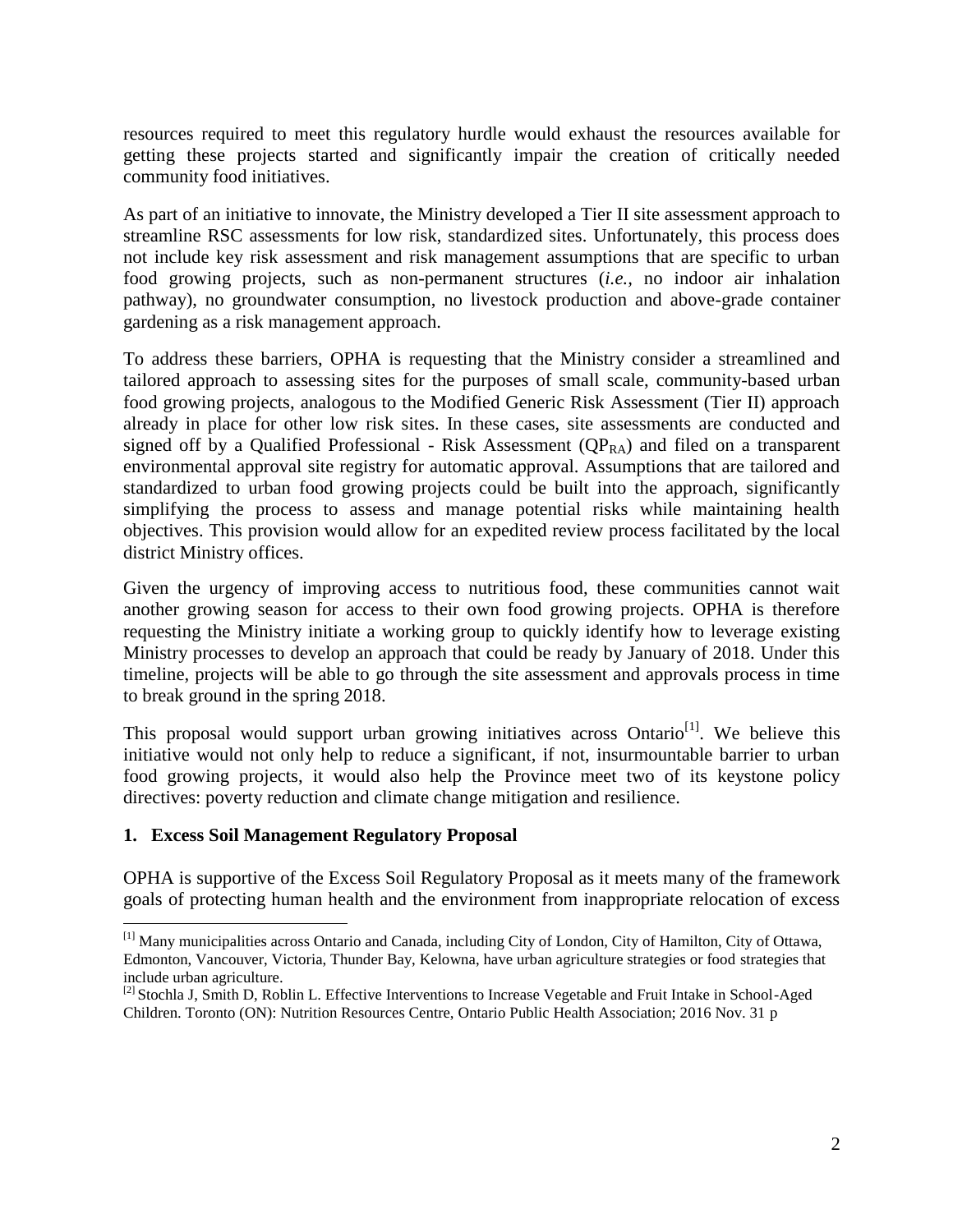resources required to meet this regulatory hurdle would exhaust the resources available for getting these projects started and significantly impair the creation of critically needed community food initiatives.

As part of an initiative to innovate, the Ministry developed a Tier II site assessment approach to streamline RSC assessments for low risk, standardized sites. Unfortunately, this process does not include key risk assessment and risk management assumptions that are specific to urban food growing projects, such as non-permanent structures (*i.e.*, no indoor air inhalation pathway), no groundwater consumption, no livestock production and above-grade container gardening as a risk management approach.

To address these barriers, OPHA is requesting that the Ministry consider a streamlined and tailored approach to assessing sites for the purposes of small scale, community-based urban food growing projects, analogous to the Modified Generic Risk Assessment (Tier II) approach already in place for other low risk sites. In these cases, site assessments are conducted and signed off by a Qualified Professional - Risk Assessment ($QP_{RA}$) and filed on a transparent environmental approval site registry for automatic approval. Assumptions that are tailored and standardized to urban food growing projects could be built into the approach, significantly simplifying the process to assess and manage potential risks while maintaining health objectives. This provision would allow for an expedited review process facilitated by the local district Ministry offices.

Given the urgency of improving access to nutritious food, these communities cannot wait another growing season for access to their own food growing projects. OPHA is therefore requesting the Ministry initiate a working group to quickly identify how to leverage existing Ministry processes to develop an approach that could be ready by January of 2018. Under this timeline, projects will be able to go through the site assessment and approvals process in time to break ground in the spring 2018.

This proposal would support urban growing initiatives across Ontario[1]. We believe this initiative would not only help to reduce a significant, if not, insurmountable barrier to urban food growing projects, it would also help the Province meet two of its keystone policy directives: poverty reduction and climate change mitigation and resilience.

## 1. Excess Soil Management Regulatory Proposal

OPHA is supportive of the Excess Soil Regulatory Proposal as it meets many of the framework goals of protecting human health and the environment from inappropriate relocation of excess

---

[1] Many municipalities across Ontario and Canada, including City of London, City of Hamilton, City of Ottawa, Edmonton, Vancouver, Victoria, Thunder Bay, Kelowna, have urban agriculture strategies or food strategies that include urban agriculture.

[2] Stochla J, Smith D, Roblin L. Effective Interventions to Increase Vegetable and Fruit Intake in School-Aged Children. Toronto (ON): Nutrition Resources Centre, Ontario Public Health Association; 2016 Nov. 31 p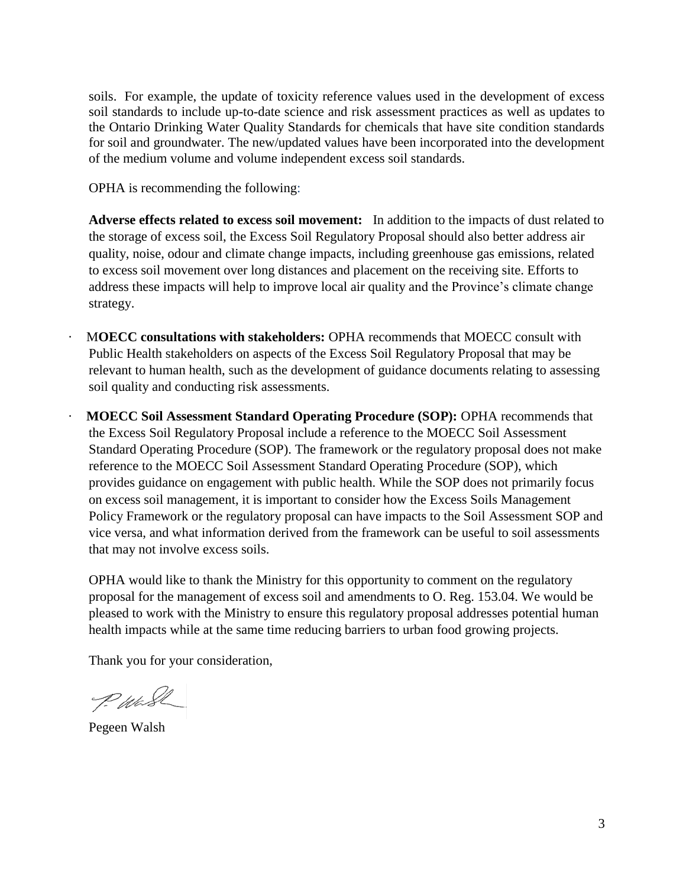soils. For example, the update of toxicity reference values used in the development of excess soil standards to include up-to-date science and risk assessment practices as well as updates to the Ontario Drinking Water Quality Standards for chemicals that have site condition standards for soil and groundwater. The new/updated values have been incorporated into the development of the medium volume and volume independent excess soil standards.

OPHA is recommending the following:

**Adverse effects related to excess soil movement:** In addition to the impacts of dust related to the storage of excess soil, the Excess Soil Regulatory Proposal should also better address air quality, noise, odour and climate change impacts, including greenhouse gas emissions, related to excess soil movement over long distances and placement on the receiving site. Efforts to address these impacts will help to improve local air quality and the Province's climate change strategy.

- M**OECC consultations with stakeholders:** OPHA recommends that MOECC consult with Public Health stakeholders on aspects of the Excess Soil Regulatory Proposal that may be relevant to human health, such as the development of guidance documents relating to assessing soil quality and conducting risk assessments.
- **MOECC Soil Assessment Standard Operating Procedure (SOP):** OPHA recommends that the Excess Soil Regulatory Proposal include a reference to the MOECC Soil Assessment Standard Operating Procedure (SOP). The framework or the regulatory proposal does not make reference to the MOECC Soil Assessment Standard Operating Procedure (SOP), which provides guidance on engagement with public health. While the SOP does not primarily focus on excess soil management, it is important to consider how the Excess Soils Management Policy Framework or the regulatory proposal can have impacts to the Soil Assessment SOP and vice versa, and what information derived from the framework can be useful to soil assessments that may not involve excess soils.

OPHA would like to thank the Ministry for this opportunity to comment on the regulatory proposal for the management of excess soil and amendments to O. Reg. 153.04. We would be pleased to work with the Ministry to ensure this regulatory proposal addresses potential human health impacts while at the same time reducing barriers to urban food growing projects.

Thank you for your consideration,

Pegeen Walsh